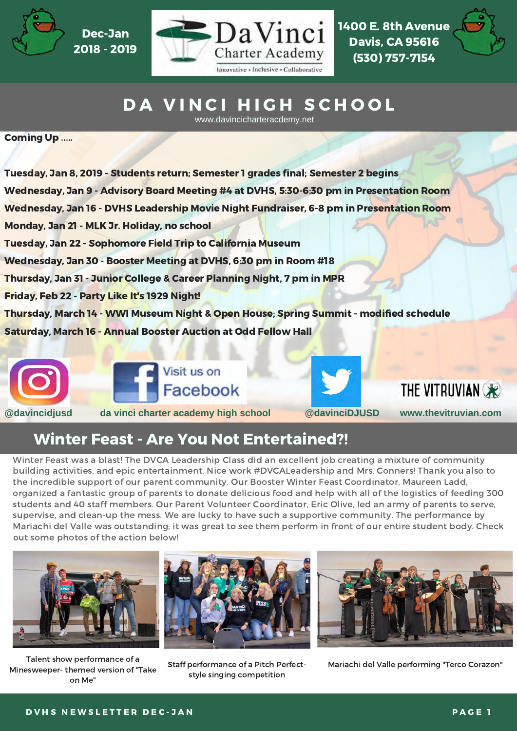Dec-Jan 2018 - 2019

DaVinci Charter Academy
Innovative • Inclusive • Collaborative

1400 E. 8th Avenue
Davis, CA 95616
(530) 757-7154

# DA VINCI HIGH SCHOOL

www.davincicharteracdemy.net

**Coming Up .....**

**Tuesday, Jan 8, 2019 - Students return; Semester 1 grades final; Semester 2 begins**

**Wednesday, Jan 9 - Advisory Board Meeting #4 at DVHS, 5:30-6:30 pm in Presentation Room**

**Wednesday, Jan 16 - DVHS Leadership Movie Night Fundraiser, 6-8 pm in Presentation Room**

**Monday, Jan 21 - MLK Jr. Holiday, no school**

**Tuesday, Jan 22 - Sophomore Field Trip to California Museum**

**Wednesday, Jan 30 - Booster Meeting at DVHS, 6:30 pm in Room #18**

**Thursday, Jan 31 - Junior College & Career Planning Night, 7 pm in MPR**

**Friday, Feb 22 - Party Like It's 1929 Night!**

**Thursday, March 14 - WWI Museum Night & Open House; Spring Summit - modified schedule**

**Saturday, March 16 - Annual Booster Auction at Odd Fellow Hall**

@davincidjusd | Visit us on Facebook: da vinci charter academy high school | @davinciDJUSD | THE VITRUVIAN: www.thevitruvian.com

## Winter Feast - Are You Not Entertained?!

Winter Feast was a blast! The DVCA Leadership Class did an excellent job creating a mixture of community building activities, and epic entertainment. Nice work #DVCALeadership and Mrs. Conners! Thank you also to the incredible support of our parent community. Our Booster Winter Feast Coordinator, Maureen Ladd, organized a fantastic group of parents to donate delicious food and help with all of the logistics of feeding 300 students and 40 staff members. Our Parent Volunteer Coordinator, Eric Olive, led an army of parents to serve, supervise, and clean-up the mess. We are lucky to have such a supportive community. The performance by Mariachi del Valle was outstanding; it was great to see them perform in front of our entire student body. Check out some photos of the action below!

Talent show performance of a Minesweeper- themed version of "Take on Me"

Staff performance of a Pitch Perfect-style singing competition

Mariachi del Valle performing "Terco Corazon"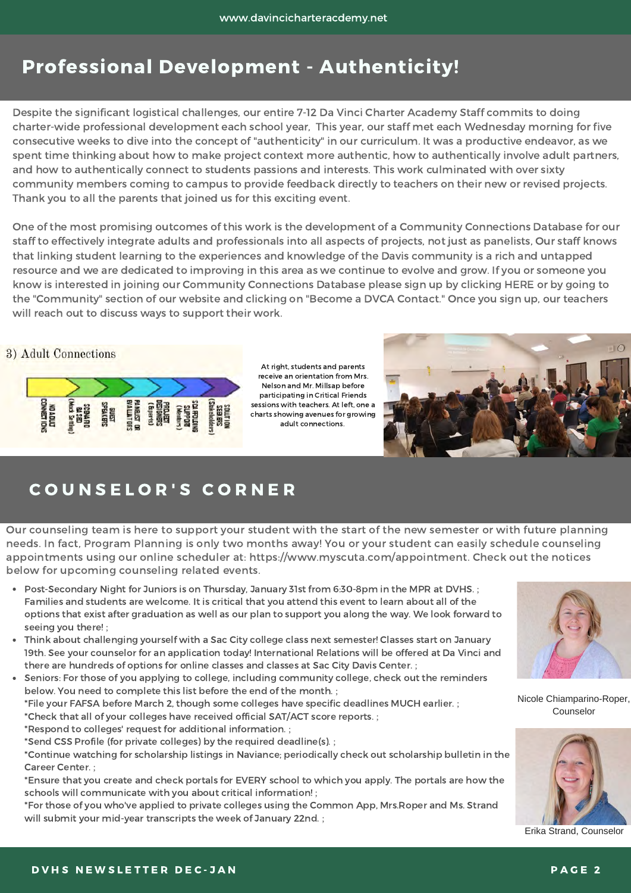# Professional Development - Authenticity!

Despite the significant logistical challenges, our entire 7-12 Da Vinci Charter Academy Staff commits to doing charter-wide professional development each school year, This year, our staff met each Wednesday morning for five consecutive weeks to dive into the concept of "authenticity" in our curriculum. It was a productive endeavor, as we spent time thinking about how to make project context more authentic, how to authentically involve adult partners, and how to authentically connect to students passions and interests. This work culminated with over sixty community members coming to campus to provide feedback directly to teachers on their new or revised projects. Thank you to all the parents that joined us for this exciting event.

One of the most promising outcomes of this work is the development of a Community Connections Database for our staff to effectively integrate adults and professionals into all aspects of projects, not just as panelists, Our staff knows that linking student learning to the experiences and knowledge of the Davis community is a rich and untapped resource and we are dedicated to improving in this area as we continue to evolve and grow. If you or someone you know is interested in joining our Community Connections Database please sign up by clicking HERE or by going to the "Community" section of our website and clicking on "Become a DVCA Contact." Once you sign up, our teachers will reach out to discuss ways to support their work.

3) Adult Connections

NO ADULT CONNECTIONS | SCENARIO BASED (Mock Setting) | GUEST SPEAKERS | PANELIST OR EVALUATORS | PROJECT DESIGNERS (Experts) | SCAFFOLDING SUPPORT (Mentors) | SOLUTION SEEKERS (Stakeholders)

At right, students and parents receive an orientation from Mrs. Nelson and Mr. Millsap before participating in Critical Friends sessions with teachers. At left, one a charts showing avenues for growing adult connections.

# COUNSELOR'S CORNER

Our counseling team is here to support your student with the start of the new semester or with future planning needs. In fact, Program Planning is only two months away! You or your student can easily schedule counseling appointments using our online scheduler at: https://www.myscuta.com/appointment. Check out the notices below for upcoming counseling related events.

- Post-Secondary Night for Juniors is on Thursday, January 31st from 6:30-8pm in the MPR at DVHS. ; Families and students are welcome. It is critical that you attend this event to learn about all of the options that exist after graduation as well as our plan to support you along the way. We look forward to seeing you there! ;
- Think about challenging yourself with a Sac City college class next semester! Classes start on January 19th. See your counselor for an application today! International Relations will be offered at Da Vinci and there are hundreds of options for online classes and classes at Sac City Davis Center. ;
- Seniors: For those of you applying to college, including community college, check out the reminders below. You need to complete this list before the end of the month. ;
  *File your FAFSA before March 2, though some colleges have specific deadlines MUCH earlier. ;
  *Check that all of your colleges have received official SAT/ACT score reports. ;
  *Respond to colleges' request for additional information. ;
  *Send CSS Profile (for private colleges) by the required deadline(s). ;
  *Continue watching for scholarship listings in Naviance; periodically check out scholarship bulletin in the Career Center. ;
  *Ensure that you create and check portals for EVERY school to which you apply. The portals are how the schools will communicate with you about critical information! ;
  *For those of you who've applied to private colleges using the Common App, Mrs.Roper and Ms. Strand will submit your mid-year transcripts the week of January 22nd. ;

Nicole Chiamparino-Roper, Counselor

Erika Strand, Counselor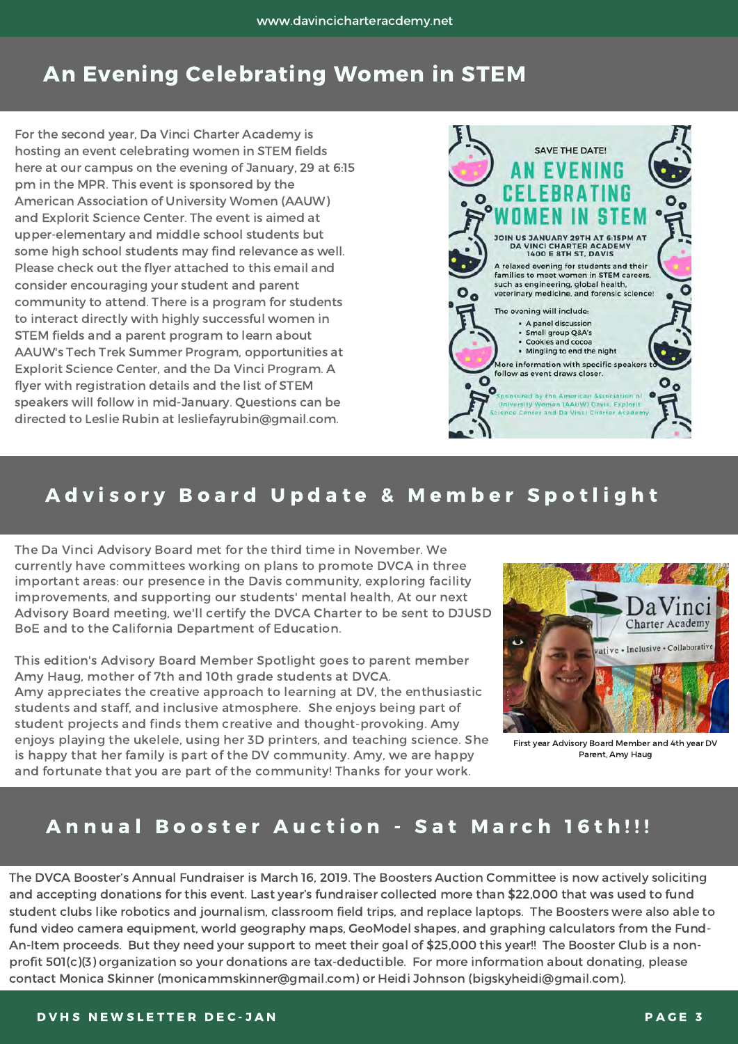## An Evening Celebrating Women in STEM

For the second year, Da Vinci Charter Academy is hosting an event celebrating women in STEM fields here at our campus on the evening of January, 29 at 6:15 pm in the MPR. This event is sponsored by the American Association of University Women (AAUW) and Explorit Science Center. The event is aimed at upper-elementary and middle school students but some high school students may find relevance as well. Please check out the flyer attached to this email and consider encouraging your student and parent community to attend. There is a program for students to interact directly with highly successful women in STEM fields and a parent program to learn about AAUW's Tech Trek Summer Program, opportunities at Explorit Science Center, and the Da Vinci Program. A flyer with registration details and the list of STEM speakers will follow in mid-January. Questions can be directed to Leslie Rubin at lesliefayrubin@gmail.com.

SAVE THE DATE!

AN EVENING CELEBRATING WOMEN IN STEM

JOIN US JANUARY 29TH AT 6:15PM AT DA VINCI CHARTER ACADEMY 1400 E 8TH ST, DAVIS

A relaxed evening for students and their families to meet women in STEM careers, such as engineering, global health, veterinary medicine, and forensic science!

The evening will include:

- A panel discussion
- Small group Q&A's
- Cookies and cocoa
- Mingling to end the night

More information with specific speakers to follow as event draws closer.

Sponsored by the American Association of University Women (AAUW) Davis, Explorit Science Center and Da Vinci Charter Academy

## Advisory Board Update & Member Spotlight

The Da Vinci Advisory Board met for the third time in November. We currently have committees working on plans to promote DVCA in three important areas: our presence in the Davis community, exploring facility improvements, and supporting our students' mental health, At our next Advisory Board meeting, we'll certify the DVCA Charter to be sent to DJUSD BoE and to the California Department of Education.

This edition's Advisory Board Member Spotlight goes to parent member Amy Haug, mother of 7th and 10th grade students at DVCA. Amy appreciates the creative approach to learning at DV, the enthusiastic students and staff, and inclusive atmosphere. She enjoys being part of student projects and finds them creative and thought-provoking. Amy enjoys playing the ukelele, using her 3D printers, and teaching science. She is happy that her family is part of the DV community. Amy, we are happy and fortunate that you are part of the community! Thanks for your work.

First year Advisory Board Member and 4th year DV Parent, Amy Haug

## Annual Booster Auction - Sat March 16th!!!

The DVCA Booster's Annual Fundraiser is March 16, 2019. The Boosters Auction Committee is now actively soliciting and accepting donations for this event. Last year's fundraiser collected more than $22,000 that was used to fund student clubs like robotics and journalism, classroom field trips, and replace laptops. The Boosters were also able to fund video camera equipment, world geography maps, GeoModel shapes, and graphing calculators from the Fund-An-Item proceeds. But they need your support to meet their goal of $25,000 this year!! The Booster Club is a non-profit 501(c)(3) organization so your donations are tax-deductible. For more information about donating, please contact Monica Skinner (monicammskinner@gmail.com) or Heidi Johnson (bigskyheidi@gmail.com).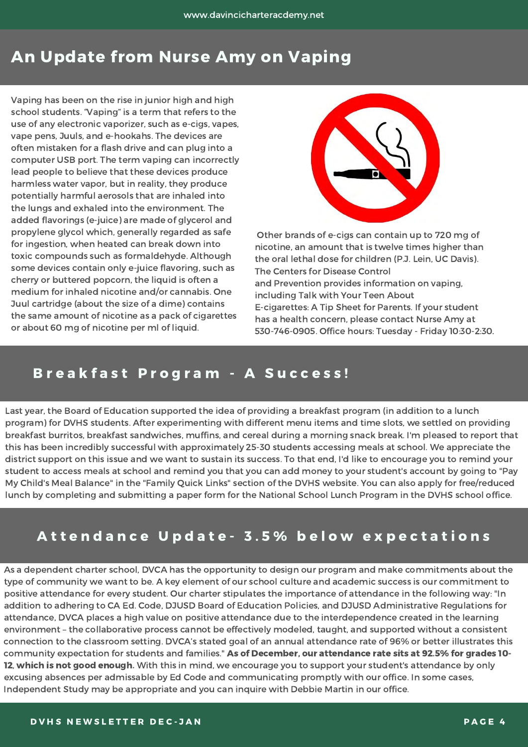## An Update from Nurse Amy on Vaping

Vaping has been on the rise in junior high and high school students. "Vaping" is a term that refers to the use of any electronic vaporizer, such as e-cigs, vapes, vape pens, Juuls, and e-hookahs. The devices are often mistaken for a flash drive and can plug into a computer USB port. The term vaping can incorrectly lead people to believe that these devices produce harmless water vapor, but in reality, they produce potentially harmful aerosols that are inhaled into the lungs and exhaled into the environment. The added flavorings (e-juice) are made of glycerol and propylene glycol which, generally regarded as safe for ingestion, when heated can break down into toxic compounds such as formaldehyde. Although some devices contain only e-juice flavoring, such as cherry or buttered popcorn, the liquid is often a medium for inhaled nicotine and/or cannabis. One Juul cartridge (about the size of a dime) contains the same amount of nicotine as a pack of cigarettes or about 60 mg of nicotine per ml of liquid.

Other brands of e-cigs can contain up to 720 mg of nicotine, an amount that is twelve times higher than the oral lethal dose for children (P.J. Lein, UC Davis). The Centers for Disease Control and Prevention provides information on vaping, including Talk with Your Teen About E-cigarettes: A Tip Sheet for Parents. If your student has a health concern, please contact Nurse Amy at 530-746-0905. Office hours: Tuesday - Friday 10:30-2:30.

## Breakfast Program - A Success!

Last year, the Board of Education supported the idea of providing a breakfast program (in addition to a lunch program) for DVHS students. After experimenting with different menu items and time slots, we settled on providing breakfast burritos, breakfast sandwiches, muffins, and cereal during a morning snack break. I'm pleased to report that this has been incredibly successful with approximately 25-30 students accessing meals at school. We appreciate the district support on this issue and we want to sustain its success. To that end, I'd like to encourage you to remind your student to access meals at school and remind you that you can add money to your student's account by going to "Pay My Child's Meal Balance" in the "Family Quick Links" section of the DVHS website. You can also apply for free/reduced lunch by completing and submitting a paper form for the National School Lunch Program in the DVHS school office.

## Attendance Update- 3.5% below expectations

As a dependent charter school, DVCA has the opportunity to design our program and make commitments about the type of community we want to be. A key element of our school culture and academic success is our commitment to positive attendance for every student. Our charter stipulates the importance of attendance in the following way: "In addition to adhering to CA Ed. Code, DJUSD Board of Education Policies, and DJUSD Administrative Regulations for attendance, DVCA places a high value on positive attendance due to the interdependence created in the learning environment – the collaborative process cannot be effectively modeled, taught, and supported without a consistent connection to the classroom setting. DVCA's stated goal of an annual attendance rate of 96% or better illustrates this community expectation for students and families." **As of December, our attendance rate sits at 92.5% for grades 10-12, which is not good enough.** With this in mind, we encourage you to support your student's attendance by only excusing absences per admissable by Ed Code and communicating promptly with our office. In some cases, Independent Study may be appropriate and you can inquire with Debbie Martin in our office.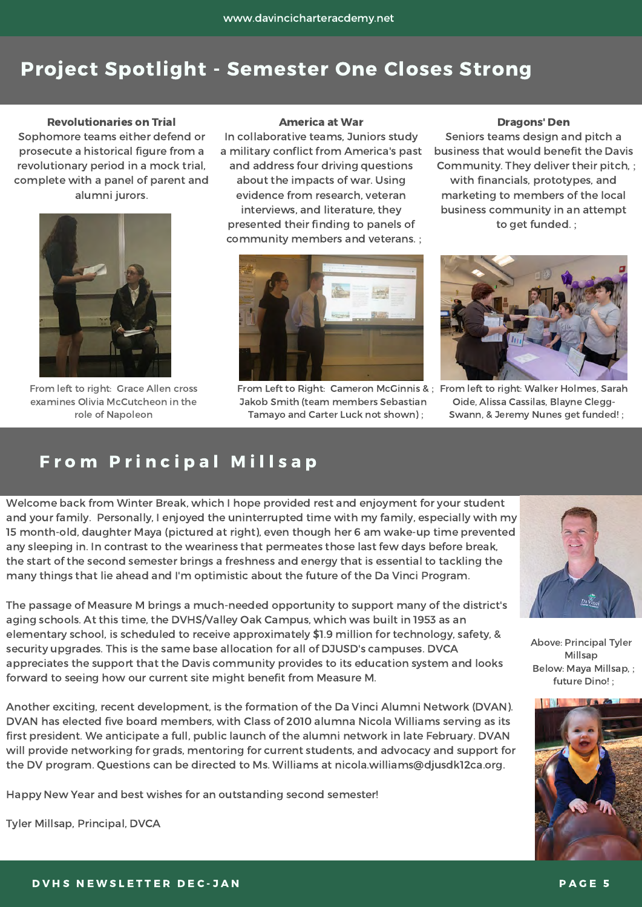## Project Spotlight - Semester One Closes Strong

### Revolutionaries on Trial

Sophomore teams either defend or prosecute a historical figure from a revolutionary period in a mock trial, complete with a panel of parent and alumni jurors.

From left to right: Grace Allen cross examines Olivia McCutcheon in the role of Napoleon

### America at War

In collaborative teams, Juniors study a military conflict from America's past and address four driving questions about the impacts of war. Using evidence from research, veteran interviews, and literature, they presented their finding to panels of community members and veterans. ;

From Left to Right: Cameron McGinnis & ; Jakob Smith (team members Sebastian Tamayo and Carter Luck not shown) ;

### Dragons' Den

Seniors teams design and pitch a business that would benefit the Davis Community. They deliver their pitch, ; with financials, prototypes, and marketing to members of the local business community in an attempt to get funded. ;

From left to right: Walker Holmes, Sarah Oide, Alissa Cassilas, Blayne Clegg-Swann, & Jeremy Nunes get funded! ;

## From Principal Millsap

Welcome back from Winter Break, which I hope provided rest and enjoyment for your student and your family. Personally, I enjoyed the uninterrupted time with my family, especially with my 15 month-old, daughter Maya (pictured at right), even though her 6 am wake-up time prevented any sleeping in. In contrast to the weariness that permeates those last few days before break, the start of the second semester brings a freshness and energy that is essential to tackling the many things that lie ahead and I'm optimistic about the future of the Da Vinci Program.

The passage of Measure M brings a much-needed opportunity to support many of the district's aging schools. At this time, the DVHS/Valley Oak Campus, which was built in 1953 as an elementary school, is scheduled to receive approximately $1.9 million for technology, safety, & security upgrades. This is the same base allocation for all of DJUSD's campuses. DVCA appreciates the support that the Davis community provides to its education system and looks forward to seeing how our current site might benefit from Measure M.

Another exciting, recent development, is the formation of the Da Vinci Alumni Network (DVAN). DVAN has elected five board members, with Class of 2010 alumna Nicola Williams serving as its first president. We anticipate a full, public launch of the alumni network in late February. DVAN will provide networking for grads, mentoring for current students, and advocacy and support for the DV program. Questions can be directed to Ms. Williams at nicola.williams@djusdk12ca.org.

Happy New Year and best wishes for an outstanding second semester!

Tyler Millsap, Principal, DVCA

Above: Principal Tyler Millsap
Below: Maya Millsap, ; future Dino! ;